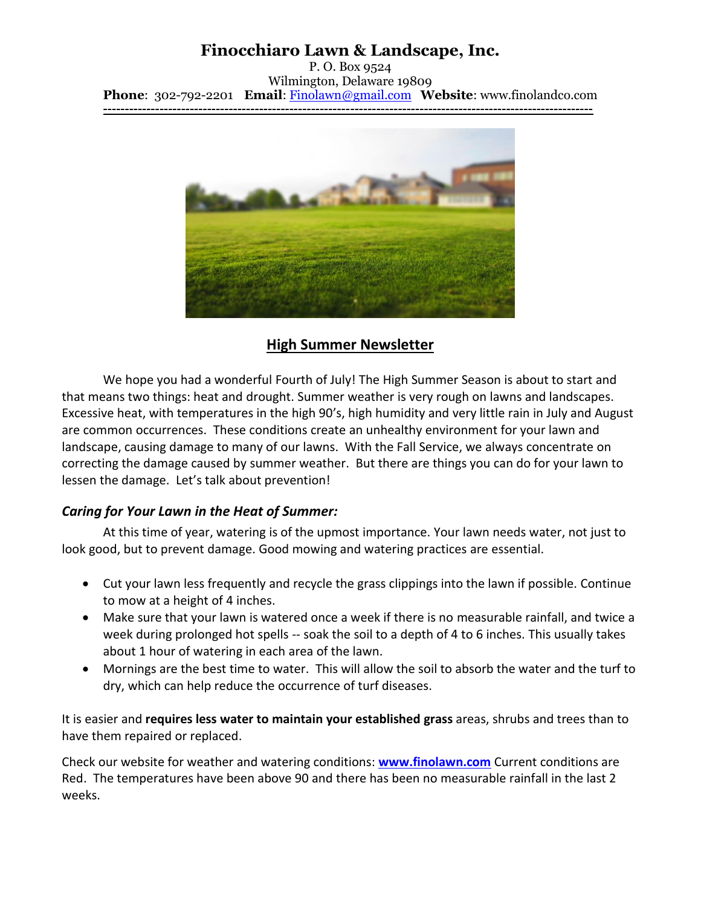# Finocchiaro Lawn & Landscape, Inc.

P. O. Box 9524
Wilmington, Delaware 19809
**Phone**: 302-792-2201 **Email**: Finolawn@gmail.com **Website**: www.finolandco.com

---

## High Summer Newsletter

We hope you had a wonderful Fourth of July! The High Summer Season is about to start and that means two things: heat and drought. Summer weather is very rough on lawns and landscapes. Excessive heat, with temperatures in the high 90's, high humidity and very little rain in July and August are common occurrences. These conditions create an unhealthy environment for your lawn and landscape, causing damage to many of our lawns. With the Fall Service, we always concentrate on correcting the damage caused by summer weather. But there are things you can do for your lawn to lessen the damage. Let's talk about prevention!

### *Caring for Your Lawn in the Heat of Summer:*

At this time of year, watering is of the upmost importance. Your lawn needs water, not just to look good, but to prevent damage. Good mowing and watering practices are essential.

- Cut your lawn less frequently and recycle the grass clippings into the lawn if possible. Continue to mow at a height of 4 inches.
- Make sure that your lawn is watered once a week if there is no measurable rainfall, and twice a week during prolonged hot spells -- soak the soil to a depth of 4 to 6 inches. This usually takes about 1 hour of watering in each area of the lawn.
- Mornings are the best time to water. This will allow the soil to absorb the water and the turf to dry, which can help reduce the occurrence of turf diseases.

It is easier and **requires less water to maintain your established grass** areas, shrubs and trees than to have them repaired or replaced.

Check our website for weather and watering conditions: **www.finolawn.com** Current conditions are Red. The temperatures have been above 90 and there has been no measurable rainfall in the last 2 weeks.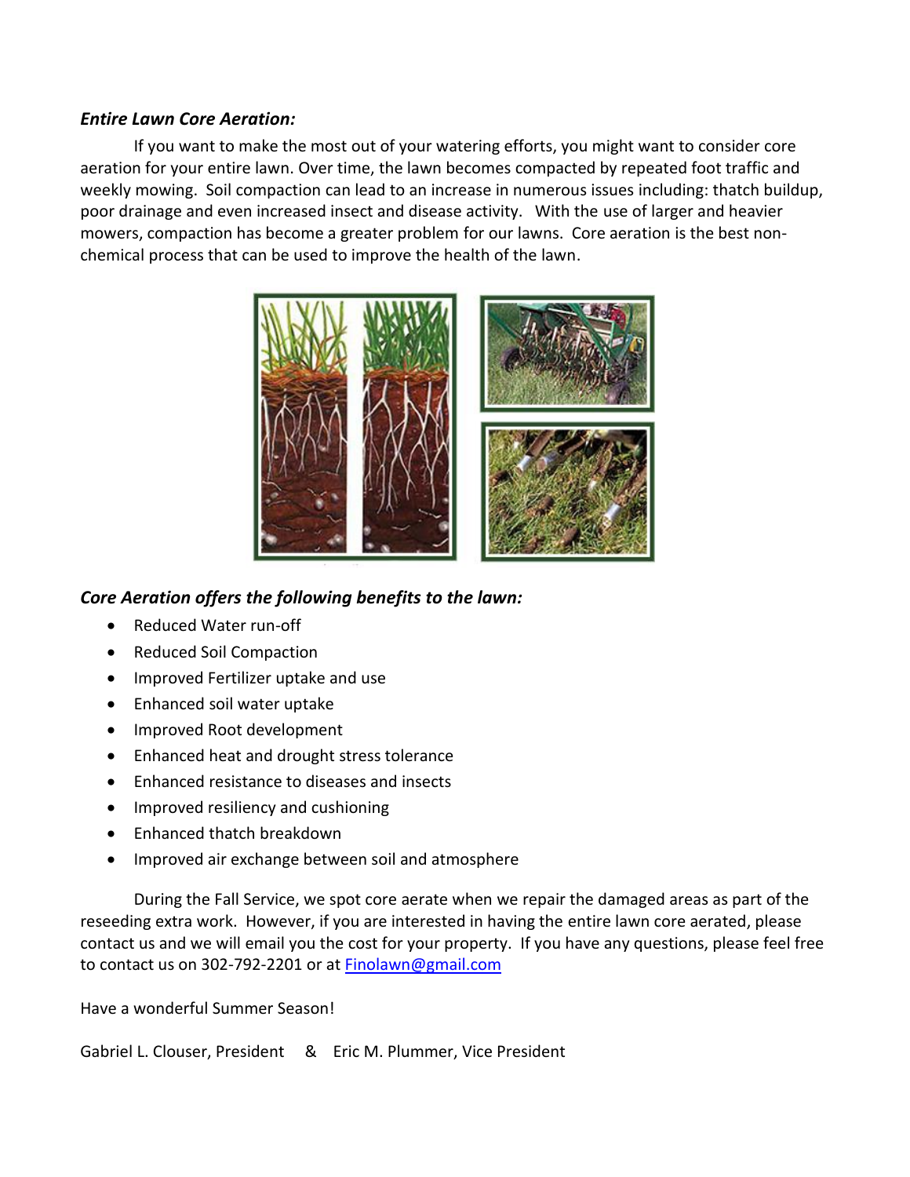***Entire Lawn Core Aeration:***

If you want to make the most out of your watering efforts, you might want to consider core aeration for your entire lawn. Over time, the lawn becomes compacted by repeated foot traffic and weekly mowing. Soil compaction can lead to an increase in numerous issues including: thatch buildup, poor drainage and even increased insect and disease activity. With the use of larger and heavier mowers, compaction has become a greater problem for our lawns. Core aeration is the best non-chemical process that can be used to improve the health of the lawn.

***Core Aeration offers the following benefits to the lawn:***

- Reduced Water run-off
- Reduced Soil Compaction
- Improved Fertilizer uptake and use
- Enhanced soil water uptake
- Improved Root development
- Enhanced heat and drought stress tolerance
- Enhanced resistance to diseases and insects
- Improved resiliency and cushioning
- Enhanced thatch breakdown
- Improved air exchange between soil and atmosphere

During the Fall Service, we spot core aerate when we repair the damaged areas as part of the reseeding extra work. However, if you are interested in having the entire lawn core aerated, please contact us and we will email you the cost for your property. If you have any questions, please feel free to contact us on 302-792-2201 or at [Finolawn@gmail.com](mailto:Finolawn@gmail.com)

Have a wonderful Summer Season!

Gabriel L. Clouser, President & Eric M. Plummer, Vice President